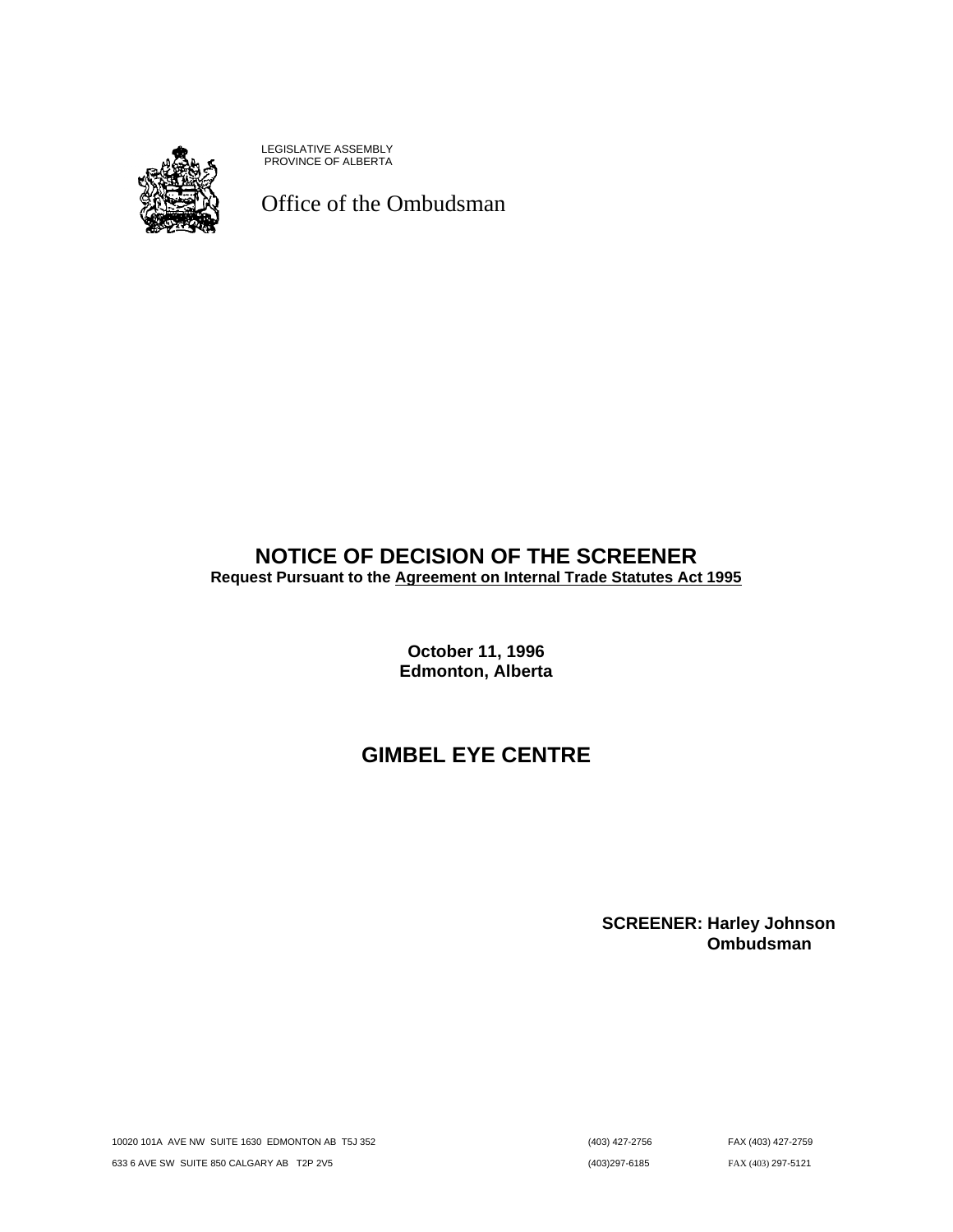LEGISLATIVE ASSEMBLY
PROVINCE OF ALBERTA

Office of the Ombudsman

# NOTICE OF DECISION OF THE SCREENER

**Request Pursuant to the Agreement on Internal Trade Statutes Act 1995**

**October 11, 1996**
**Edmonton, Alberta**

## GIMBEL EYE CENTRE

**SCREENER: Harley Johnson**
**Ombudsman**

10020 101A AVE NW SUITE 1630 EDMONTON AB T5J 352 (403) 427-2756 FAX (403) 427-2759

633 6 AVE SW SUITE 850 CALGARY AB T2P 2V5 (403)297-6185 FAX (403) 297-5121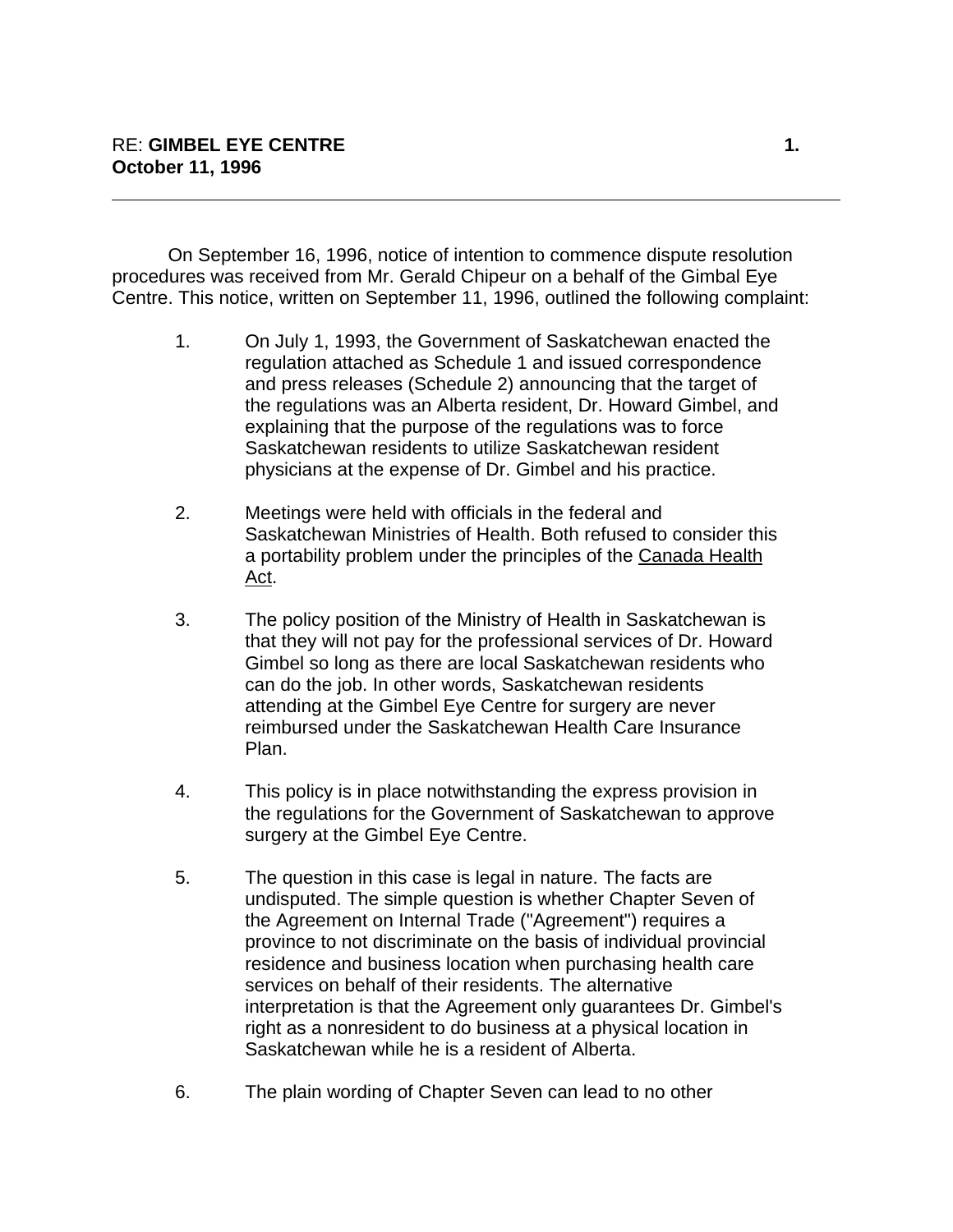On September 16, 1996, notice of intention to commence dispute resolution procedures was received from Mr. Gerald Chipeur on a behalf of the Gimbal Eye Centre. This notice, written on September 11, 1996, outlined the following complaint:

1. On July 1, 1993, the Government of Saskatchewan enacted the regulation attached as Schedule 1 and issued correspondence and press releases (Schedule 2) announcing that the target of the regulations was an Alberta resident, Dr. Howard Gimbel, and explaining that the purpose of the regulations was to force Saskatchewan residents to utilize Saskatchewan resident physicians at the expense of Dr. Gimbel and his practice.

2. Meetings were held with officials in the federal and Saskatchewan Ministries of Health. Both refused to consider this a portability problem under the principles of the Canada Health Act.

3. The policy position of the Ministry of Health in Saskatchewan is that they will not pay for the professional services of Dr. Howard Gimbel so long as there are local Saskatchewan residents who can do the job. In other words, Saskatchewan residents attending at the Gimbel Eye Centre for surgery are never reimbursed under the Saskatchewan Health Care Insurance Plan.

4. This policy is in place notwithstanding the express provision in the regulations for the Government of Saskatchewan to approve surgery at the Gimbel Eye Centre.

5. The question in this case is legal in nature. The facts are undisputed. The simple question is whether Chapter Seven of the Agreement on Internal Trade ("Agreement") requires a province to not discriminate on the basis of individual provincial residence and business location when purchasing health care services on behalf of their residents. The alternative interpretation is that the Agreement only guarantees Dr. Gimbel's right as a nonresident to do business at a physical location in Saskatchewan while he is a resident of Alberta.

6. The plain wording of Chapter Seven can lead to no other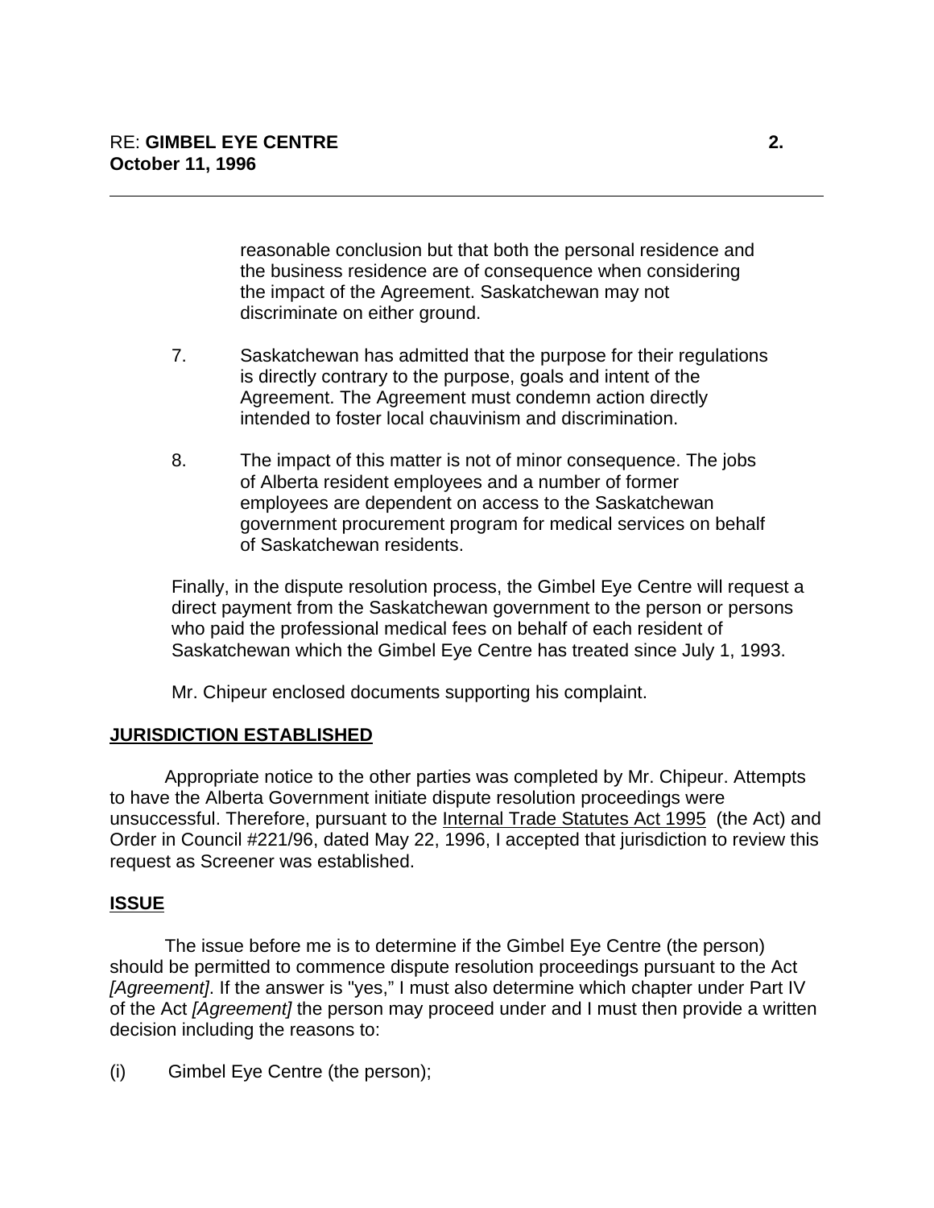reasonable conclusion but that both the personal residence and the business residence are of consequence when considering the impact of the Agreement. Saskatchewan may not discriminate on either ground.

7. Saskatchewan has admitted that the purpose for their regulations is directly contrary to the purpose, goals and intent of the Agreement. The Agreement must condemn action directly intended to foster local chauvinism and discrimination.

8. The impact of this matter is not of minor consequence. The jobs of Alberta resident employees and a number of former employees are dependent on access to the Saskatchewan government procurement program for medical services on behalf of Saskatchewan residents.

Finally, in the dispute resolution process, the Gimbel Eye Centre will request a direct payment from the Saskatchewan government to the person or persons who paid the professional medical fees on behalf of each resident of Saskatchewan which the Gimbel Eye Centre has treated since July 1, 1993.

Mr. Chipeur enclosed documents supporting his complaint.

## JURISDICTION ESTABLISHED

Appropriate notice to the other parties was completed by Mr. Chipeur. Attempts to have the Alberta Government initiate dispute resolution proceedings were unsuccessful. Therefore, pursuant to the Internal Trade Statutes Act 1995 (the Act) and Order in Council #221/96, dated May 22, 1996, I accepted that jurisdiction to review this request as Screener was established.

## ISSUE

The issue before me is to determine if the Gimbel Eye Centre (the person) should be permitted to commence dispute resolution proceedings pursuant to the Act *[Agreement]*. If the answer is "yes," I must also determine which chapter under Part IV of the Act *[Agreement]* the person may proceed under and I must then provide a written decision including the reasons to:

(i) Gimbel Eye Centre (the person);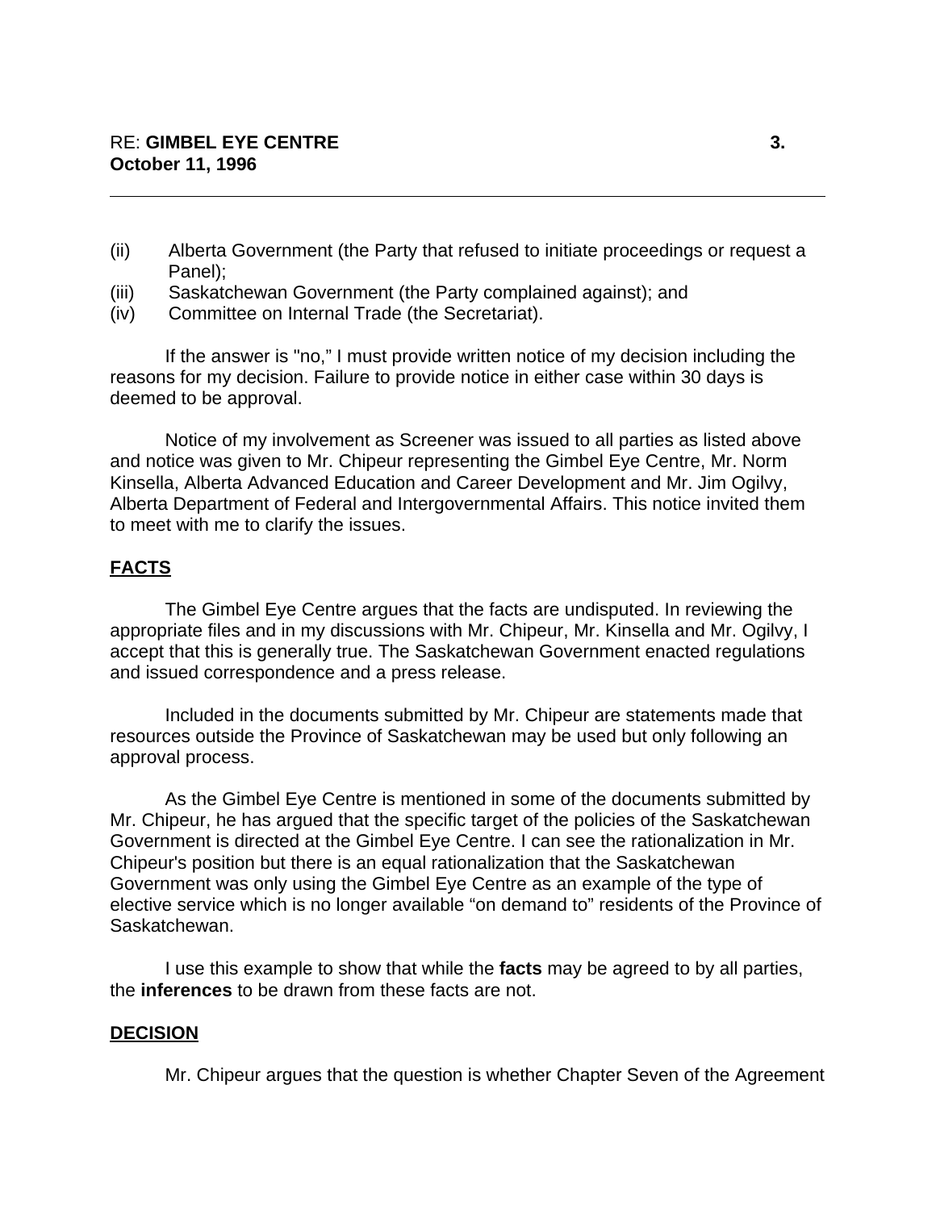(ii) Alberta Government (the Party that refused to initiate proceedings or request a Panel);
(iii) Saskatchewan Government (the Party complained against); and
(iv) Committee on Internal Trade (the Secretariat).

If the answer is "no," I must provide written notice of my decision including the reasons for my decision. Failure to provide notice in either case within 30 days is deemed to be approval.

Notice of my involvement as Screener was issued to all parties as listed above and notice was given to Mr. Chipeur representing the Gimbel Eye Centre, Mr. Norm Kinsella, Alberta Advanced Education and Career Development and Mr. Jim Ogilvy, Alberta Department of Federal and Intergovernmental Affairs. This notice invited them to meet with me to clarify the issues.

## FACTS

The Gimbel Eye Centre argues that the facts are undisputed. In reviewing the appropriate files and in my discussions with Mr. Chipeur, Mr. Kinsella and Mr. Ogilvy, I accept that this is generally true. The Saskatchewan Government enacted regulations and issued correspondence and a press release.

Included in the documents submitted by Mr. Chipeur are statements made that resources outside the Province of Saskatchewan may be used but only following an approval process.

As the Gimbel Eye Centre is mentioned in some of the documents submitted by Mr. Chipeur, he has argued that the specific target of the policies of the Saskatchewan Government is directed at the Gimbel Eye Centre. I can see the rationalization in Mr. Chipeur's position but there is an equal rationalization that the Saskatchewan Government was only using the Gimbel Eye Centre as an example of the type of elective service which is no longer available "on demand to" residents of the Province of Saskatchewan.

I use this example to show that while the **facts** may be agreed to by all parties, the **inferences** to be drawn from these facts are not.

## DECISION

Mr. Chipeur argues that the question is whether Chapter Seven of the Agreement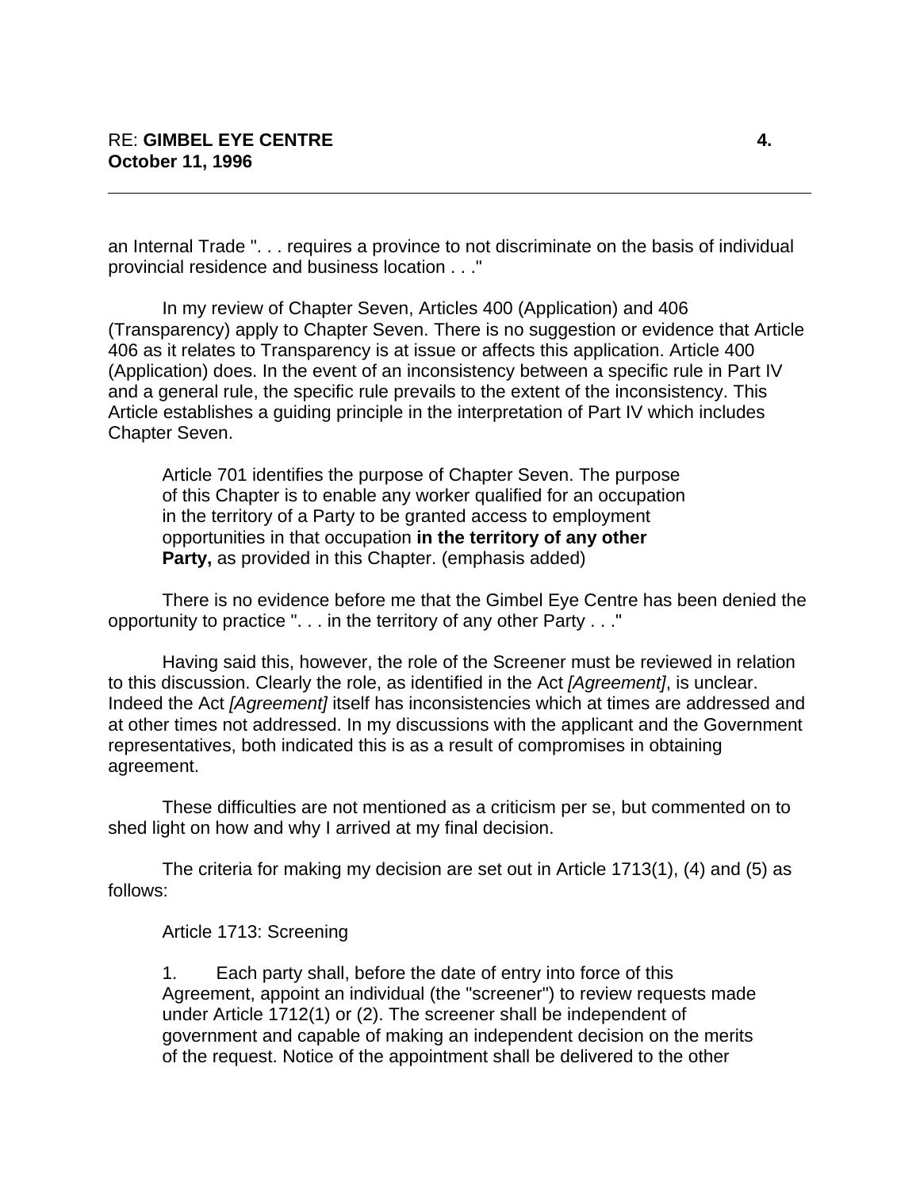an Internal Trade ". . . requires a province to not discriminate on the basis of individual provincial residence and business location . . ."

In my review of Chapter Seven, Articles 400 (Application) and 406 (Transparency) apply to Chapter Seven. There is no suggestion or evidence that Article 406 as it relates to Transparency is at issue or affects this application. Article 400 (Application) does. In the event of an inconsistency between a specific rule in Part IV and a general rule, the specific rule prevails to the extent of the inconsistency. This Article establishes a guiding principle in the interpretation of Part IV which includes Chapter Seven.

> Article 701 identifies the purpose of Chapter Seven. The purpose of this Chapter is to enable any worker qualified for an occupation in the territory of a Party to be granted access to employment opportunities in that occupation **in the territory of any other Party,** as provided in this Chapter. (emphasis added)

There is no evidence before me that the Gimbel Eye Centre has been denied the opportunity to practice ". . . in the territory of any other Party . . ."

Having said this, however, the role of the Screener must be reviewed in relation to this discussion. Clearly the role, as identified in the Act *[Agreement]*, is unclear. Indeed the Act *[Agreement]* itself has inconsistencies which at times are addressed and at other times not addressed. In my discussions with the applicant and the Government representatives, both indicated this is as a result of compromises in obtaining agreement.

These difficulties are not mentioned as a criticism per se, but commented on to shed light on how and why I arrived at my final decision.

The criteria for making my decision are set out in Article 1713(1), (4) and (5) as follows:

> Article 1713: Screening
>
> 1. Each party shall, before the date of entry into force of this Agreement, appoint an individual (the "screener") to review requests made under Article 1712(1) or (2). The screener shall be independent of government and capable of making an independent decision on the merits of the request. Notice of the appointment shall be delivered to the other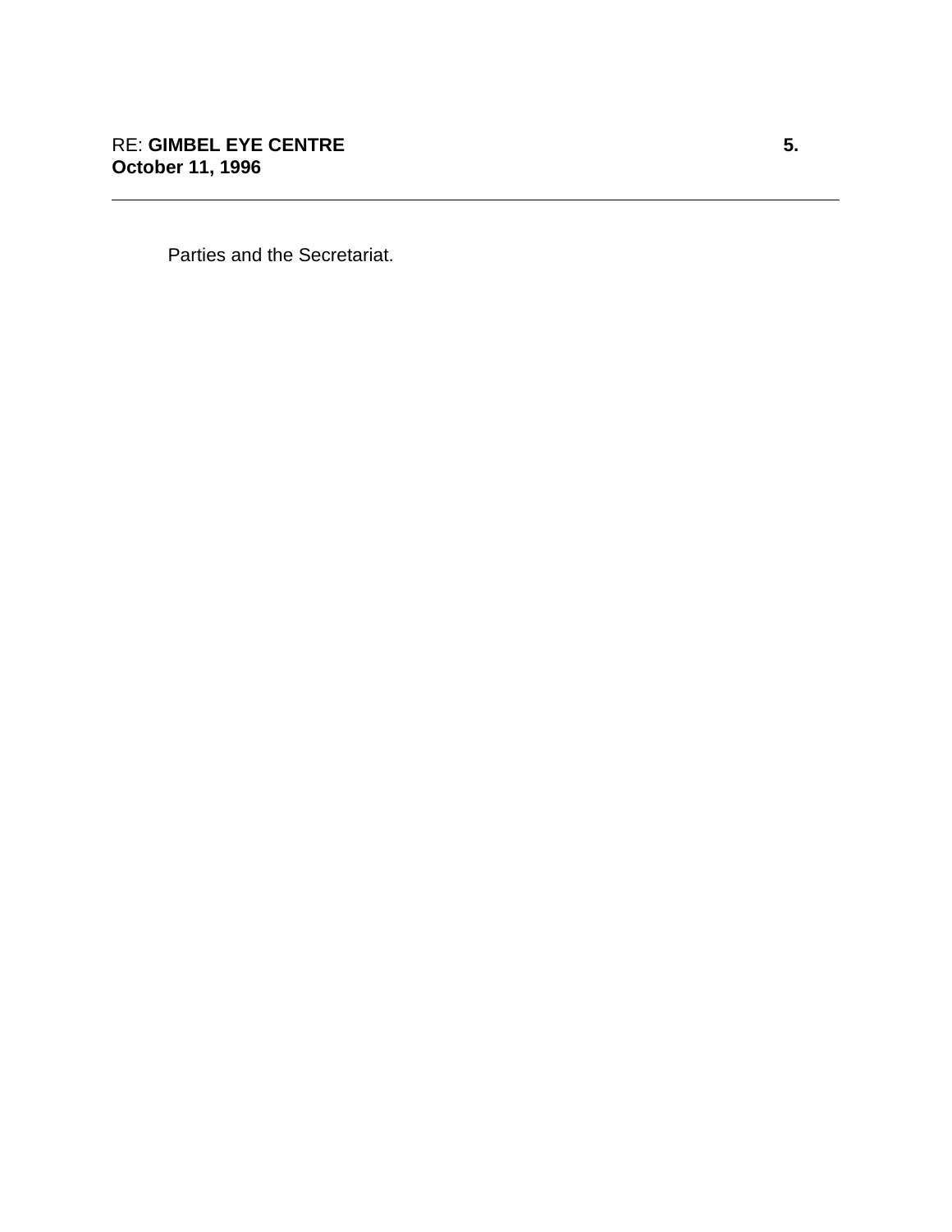Parties and the Secretariat.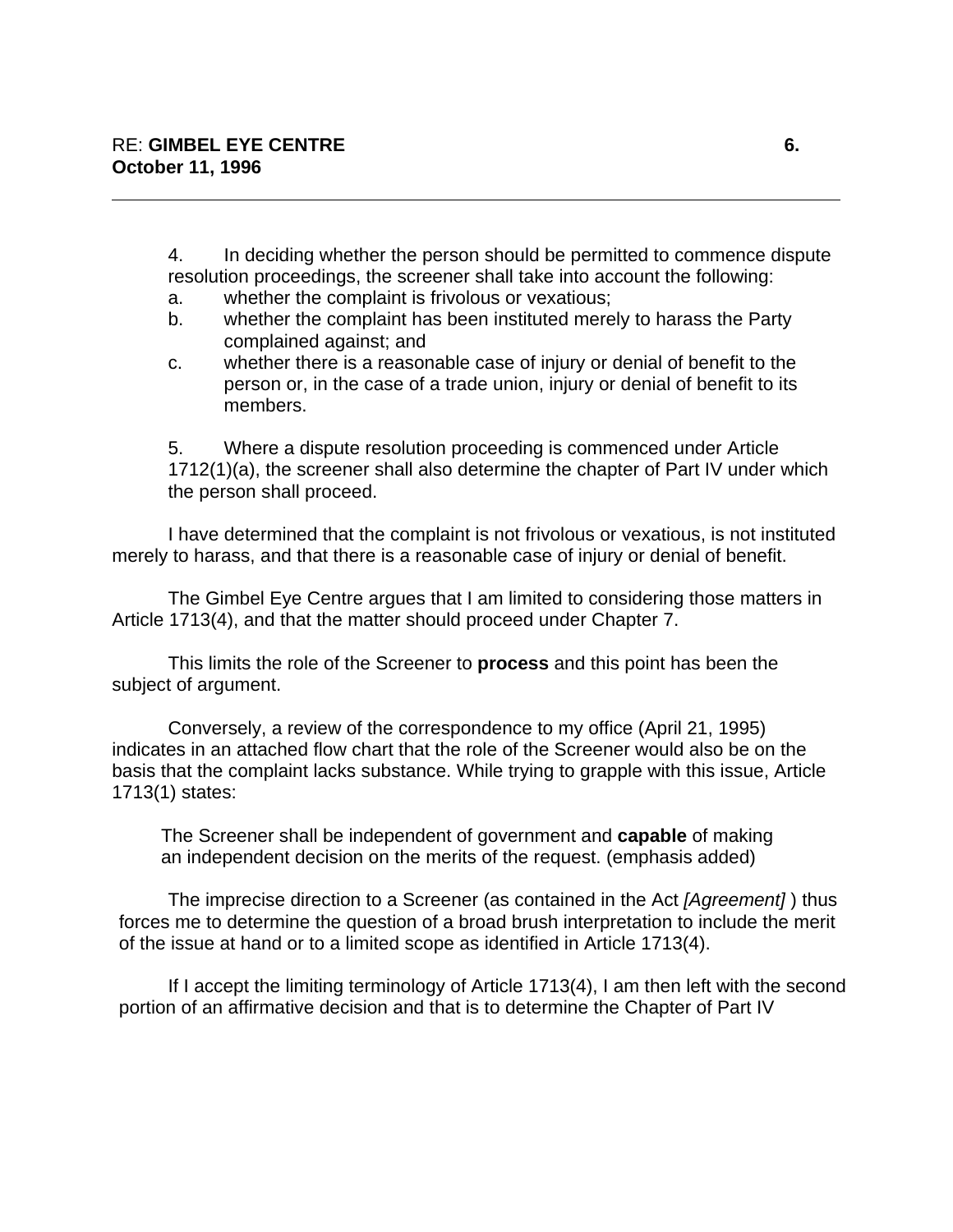4. In deciding whether the person should be permitted to commence dispute resolution proceedings, the screener shall take into account the following:

a. whether the complaint is frivolous or vexatious;

b. whether the complaint has been instituted merely to harass the Party complained against; and

c. whether there is a reasonable case of injury or denial of benefit to the person or, in the case of a trade union, injury or denial of benefit to its members.

5. Where a dispute resolution proceeding is commenced under Article 1712(1)(a), the screener shall also determine the chapter of Part IV under which the person shall proceed.

I have determined that the complaint is not frivolous or vexatious, is not instituted merely to harass, and that there is a reasonable case of injury or denial of benefit.

The Gimbel Eye Centre argues that I am limited to considering those matters in Article 1713(4), and that the matter should proceed under Chapter 7.

This limits the role of the Screener to **process** and this point has been the subject of argument.

Conversely, a review of the correspondence to my office (April 21, 1995) indicates in an attached flow chart that the role of the Screener would also be on the basis that the complaint lacks substance. While trying to grapple with this issue, Article 1713(1) states:

> The Screener shall be independent of government and **capable** of making an independent decision on the merits of the request. (emphasis added)

The imprecise direction to a Screener (as contained in the Act *[Agreement]* ) thus forces me to determine the question of a broad brush interpretation to include the merit of the issue at hand or to a limited scope as identified in Article 1713(4).

If I accept the limiting terminology of Article 1713(4), I am then left with the second portion of an affirmative decision and that is to determine the Chapter of Part IV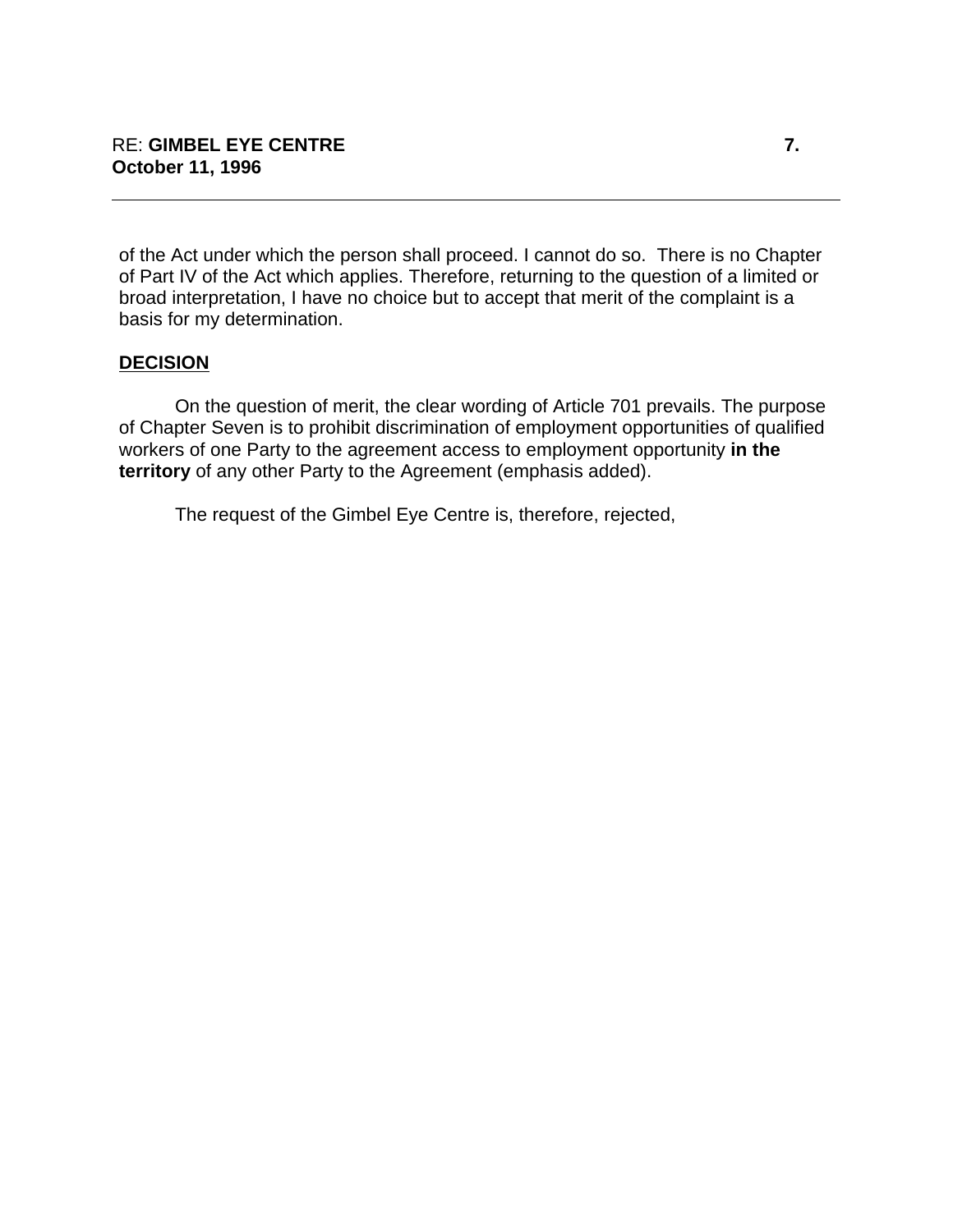of the Act under which the person shall proceed. I cannot do so. There is no Chapter of Part IV of the Act which applies. Therefore, returning to the question of a limited or broad interpretation, I have no choice but to accept that merit of the complaint is a basis for my determination.

**DECISION**

On the question of merit, the clear wording of Article 701 prevails. The purpose of Chapter Seven is to prohibit discrimination of employment opportunities of qualified workers of one Party to the agreement access to employment opportunity **in the territory** of any other Party to the Agreement (emphasis added).

The request of the Gimbel Eye Centre is, therefore, rejected,